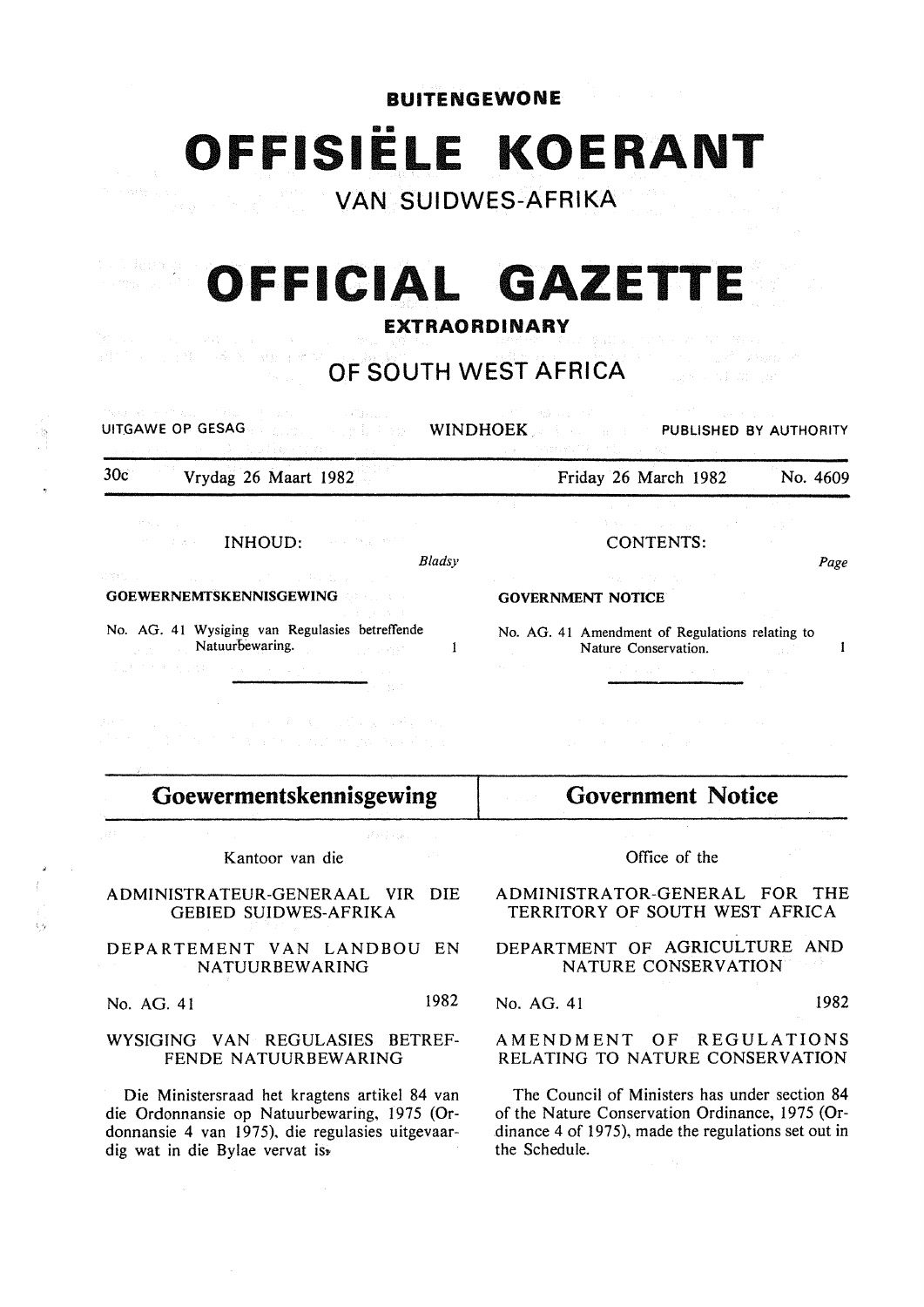**BUITENGEWONE**

# OFFISIËLE KOERANT

VAN SUIDWES-AFRIKA

# OFFICIAL GAZETTE

**EXTRAORDINARY**

OF SOUTH WEST AFRICA

UITGAWE OP GESAG | WINDHOEK | PUBLISHED BY AUTHORITY

30c | Vrydag 26 Maart 1982 | Friday 26 March 1982 | No. 4609

INHOUD: *Bladsy*

**GOEWERNEMTSKENNISGEWING**

No. AG. 41 Wysiging van Regulasies betreffende Natuurbewaring. 1

CONTENTS: *Page*

**GOVERNMENT NOTICE**

No. AG. 41 Amendment of Regulations relating to Nature Conservation. 1

## Goewermentskennisgewing

Kantoor van die

ADMINISTRATEUR-GENERAAL VIR DIE GEBIED SUIDWES-AFRIKA

DEPARTEMENT VAN LANDBOU EN NATUURBEWARING

No. AG. 41 1982

WYSIGING VAN REGULASIES BETREFFENDE NATUURBEWARING

Die Ministersraad het kragtens artikel 84 van die Ordonnansie op Natuurbewaring, 1975 (Ordonnansie 4 van 1975), die regulasies uitgevaardig wat in die Bylae vervat is.

## Government Notice

Office of the

ADMINISTRATOR-GENERAL FOR THE TERRITORY OF SOUTH WEST AFRICA

DEPARTMENT OF AGRICULTURE AND NATURE CONSERVATION

No. AG. 41 1982

AMENDMENT OF REGULATIONS RELATING TO NATURE CONSERVATION

The Council of Ministers has under section 84 of the Nature Conservation Ordinance, 1975 (Ordinance 4 of 1975), made the regulations set out in the Schedule.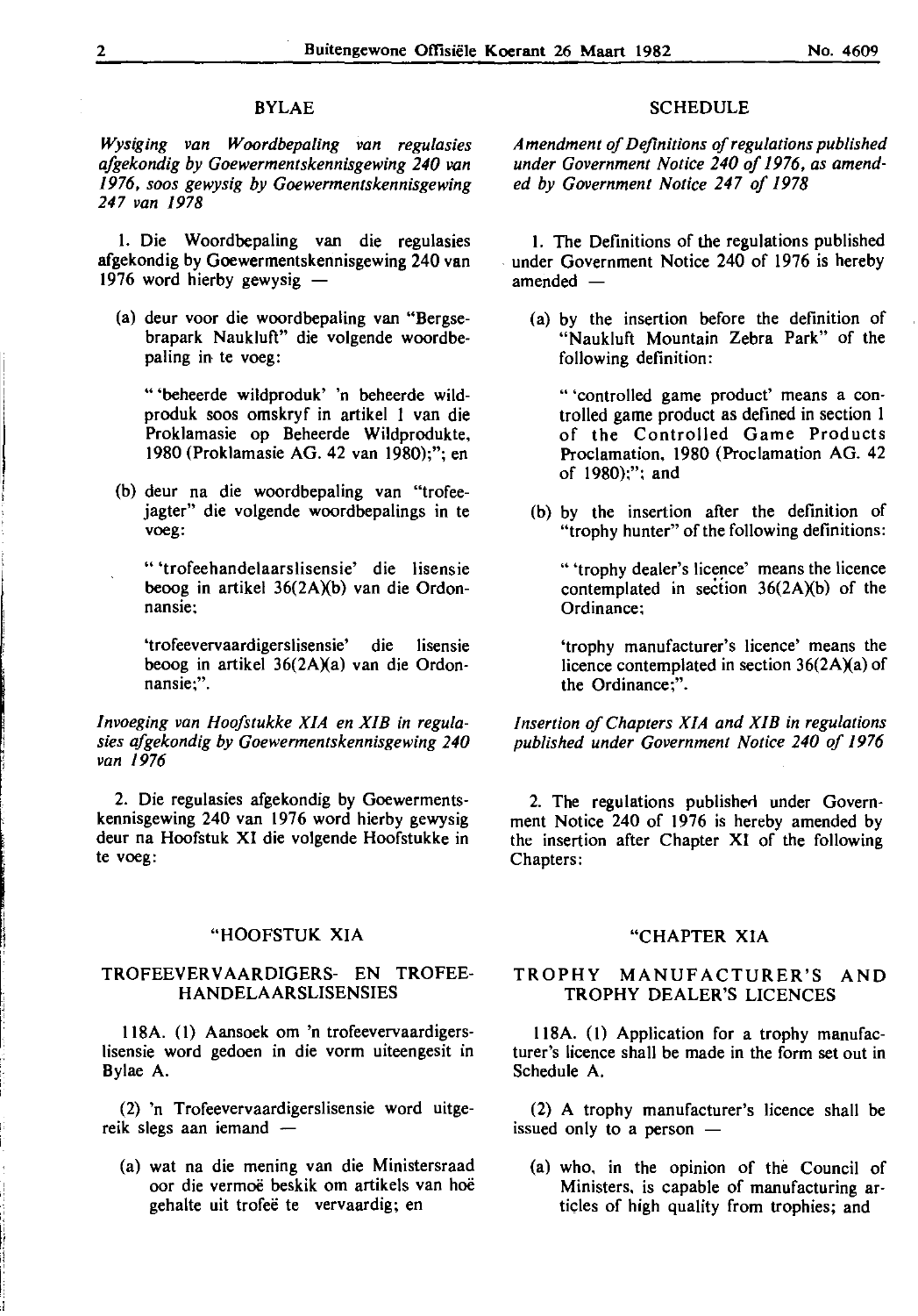## BYLAE

*Wysiging van Woordbepaling van regulasies afgekondig by Goewermentskennisgewing 240 van 1976, soos gewysig by Goewermentskennisgewing 247 van 1978*

1. Die Woordbepaling van die regulasies afgekondig by Goewermentskennisgewing 240 van 1976 word hierby gewysig —

(a) deur voor die woordbepaling van "Bergsebrapark Naukluft" die volgende woordbepaling in te voeg:

"'beheerde wildproduk' 'n beheerde wildproduk soos omskryf in artikel 1 van die Proklamasie op Beheerde Wildprodukte, 1980 (Proklamasie AG. 42 van 1980);"; en

(b) deur na die woordbepaling van "trofeejagter" die volgende woordbepalings in te voeg:

"'trofeehandelaarslisensie' die lisensie beoog in artikel 36(2A)(b) van die Ordonnansie;

'trofeevervaardigerslisensie' die lisensie beoog in artikel 36(2A)(a) van die Ordonnansie;".

*Invoeging van Hoofstukke XIA en XIB in regulasies afgekondig by Goewermentskennisgewing 240 van 1976*

2. Die regulasies afgekondig by Goewermentskennisgewing 240 van 1976 word hierby gewysig deur na Hoofstuk XI die volgende Hoofstukke in te voeg:

### "HOOFSTUK XIA

### TROFEEVERVAARDIGERS- EN TROFEEHANDELAARSLISENSIES

118A. (1) Aansoek om 'n trofeevervaardigerslisensie word gedoen in die vorm uiteengesit in Bylae A.

(2) 'n Trofeevervaardigerslisensie word uitgereik slegs aan iemand —

(a) wat na die mening van die Ministersraad oor die vermoë beskik om artikels van hoë gehalte uit trofeë te vervaardig; en

## SCHEDULE

*Amendment of Definitions of regulations published under Government Notice 240 of 1976, as amended by Government Notice 247 of 1978*

1. The Definitions of the regulations published under Government Notice 240 of 1976 is hereby amended —

(a) by the insertion before the definition of "Naukluft Mountain Zebra Park" of the following definition:

"'controlled game product' means a controlled game product as defined in section 1 of the Controlled Game Products Proclamation, 1980 (Proclamation AG. 42 of 1980);"; and

(b) by the insertion after the definition of "trophy hunter" of the following definitions:

"'trophy dealer's licence' means the licence contemplated in section 36(2A)(b) of the Ordinance;

'trophy manufacturer's licence' means the licence contemplated in section 36(2A)(a) of the Ordinance;".

*Insertion of Chapters XIA and XIB in regulations published under Government Notice 240 of 1976*

2. The regulations published under Government Notice 240 of 1976 is hereby amended by the insertion after Chapter XI of the following Chapters:

### "CHAPTER XIA

### TROPHY MANUFACTURER'S AND TROPHY DEALER'S LICENCES

118A. (1) Application for a trophy manufacturer's licence shall be made in the form set out in Schedule A.

(2) A trophy manufacturer's licence shall be issued only to a person —

(a) who, in the opinion of the Council of Ministers, is capable of manufacturing articles of high quality from trophies; and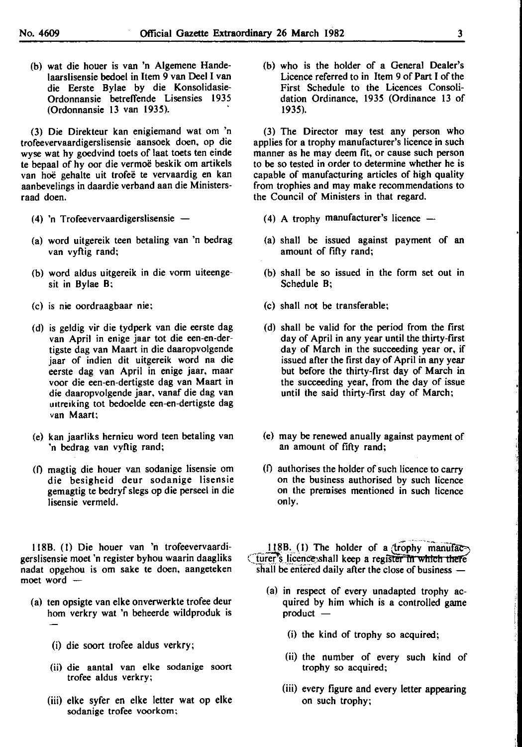(b) wat die houer is van 'n Algemene Handelaarslisensie bedoel in Item 9 van Deel I van die Eerste Bylae by die Konsolidasie-Ordonnansie betreffende Lisensies 1935 (Ordonnansie 13 van 1935).

(3) Die Direkteur kan enigiemand wat om 'n trofeevervaardigerslisensie aansoek doen, op die wyse wat hy goedvind toets of laat toets ten einde te bepaal of hy oor die vermoë beskik om artikels van hoë gehalte uit trofeë te vervaardig en kan aanbevelings in daardie verband aan die Ministersraad doen.

(4) 'n Trofeevervaardigerslisensie —

(a) word uitgereik teen betaling van 'n bedrag van vyftig rand;

(b) word aldus uitgereik in die vorm uiteengesit in Bylae B;

(c) is nie oordraagbaar nie;

(d) is geldig vir die tydperk van die eerste dag van April in enige jaar tot die een-en-dertigste dag van Maart in die daaropvolgende jaar of indien dit uitgereik word na die eerste dag van April in enige jaar, maar voor die een-en-dertigste dag van Maart in die daaropvolgende jaar, vanaf die dag van uitreiking tot bedoelde een-en-dertigste dag van Maart;

(e) kan jaarliks hernieu word teen betaling van 'n bedrag van vyftig rand;

(f) magtig die houer van sodanige lisensie om die besigheid deur sodanige lisensie gemagtig te bedryf slegs op die perseel in die lisensie vermeld.

118B. (1) Die houer van 'n trofeevervaardigerslisensie moet 'n register byhou waarin daagliks nadat opgehou is om sake te doen, aangeteken moet word —

(a) ten opsigte van elke onverwerkte trofee deur hom verkry wat 'n beheerde wildproduk is —

(i) die soort trofee aldus verkry;

(ii) die aantal van elke sodanige soort trofee aldus verkry;

(iii) elke syfer en elke letter wat op elke sodanige trofee voorkom;

(b) who is the holder of a General Dealer's Licence referred to in Item 9 of Part I of the First Schedule to the Licences Consolidation Ordinance, 1935 (Ordinance 13 of 1935).

(3) The Director may test any person who applies for a trophy manufacturer's licence in such manner as he may deem fit, or cause such person to be so tested in order to determine whether he is capable of manufacturing articles of high quality from trophies and may make recommendations to the Council of Ministers in that regard.

(4) A trophy manufacturer's licence —

(a) shall be issued against payment of an amount of fifty rand;

(b) shall be so issued in the form set out in Schedule B;

(c) shall not be transferable;

(d) shall be valid for the period from the first day of April in any year until the thirty-first day of March in the succeeding year or, if issued after the first day of April in any year but before the thirty-first day of March in the succeeding year, from the day of issue until the said thirty-first day of March;

(e) may be renewed anually against payment of an amount of fifty rand;

(f) authorises the holder of such licence to carry on the business authorised by such licence on the premises mentioned in such licence only.

118B. (1) The holder of a trophy manufacturer's licence shall keep a register in which there shall be entered daily after the close of business —

(a) in respect of every unadapted trophy acquired by him which is a controlled game product —

(i) the kind of trophy so acquired;

(ii) the number of every such kind of trophy so acquired;

(iii) every figure and every letter appearing on such trophy;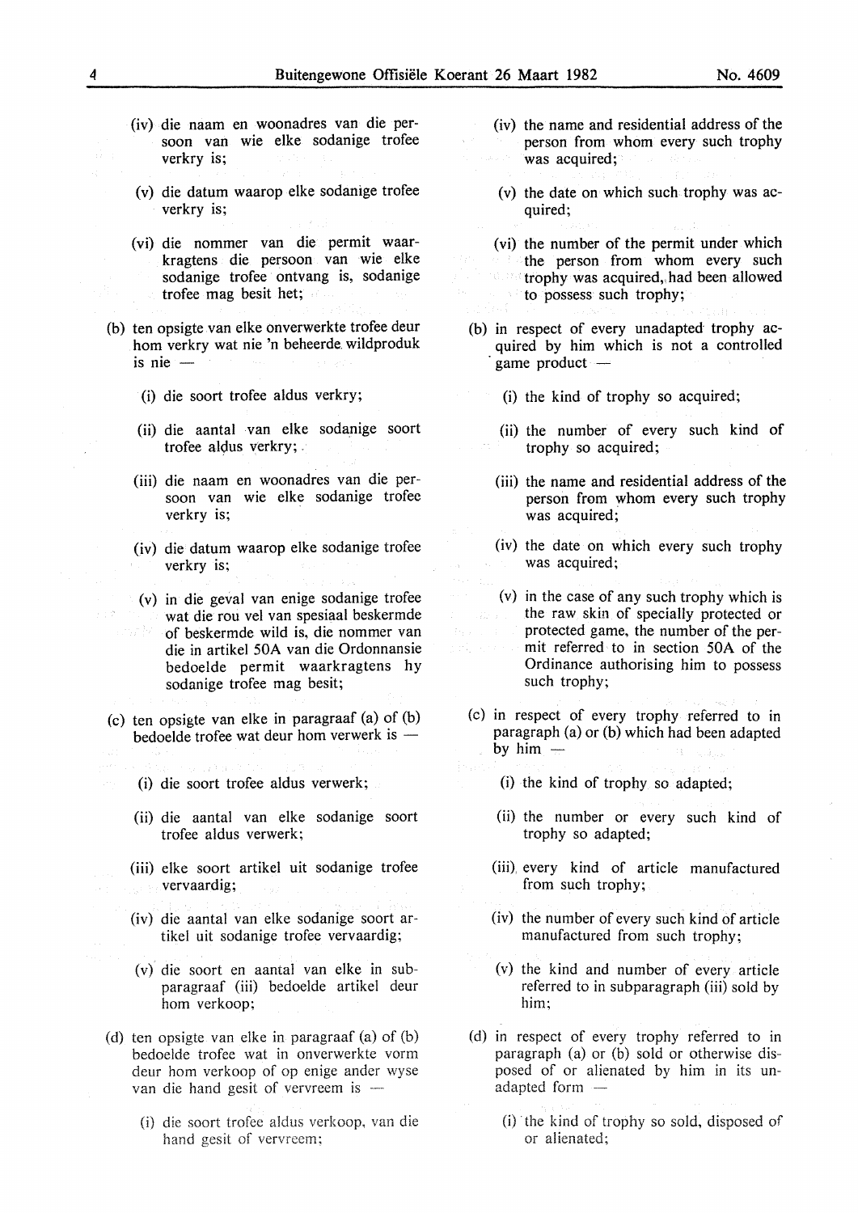(iv) die naam en woonadres van die persoon van wie elke sodanige trofee verkry is;

(v) die datum waarop elke sodanige trofee verkry is;

(vi) die nommer van die permit waarkragtens die persoon van wie elke sodanige trofee ontvang is, sodanige trofee mag besit het;

(b) ten opsigte van elke onverwerkte trofee deur hom verkry wat nie 'n beheerde wildproduk is nie —

(i) die soort trofee aldus verkry;

(ii) die aantal van elke sodanige soort trofee aldus verkry;

(iii) die naam en woonadres van die persoon van wie elke sodanige trofee verkry is;

(iv) die datum waarop elke sodanige trofee verkry is;

(v) in die geval van enige sodanige trofee wat die rou vel van spesiaal beskermde of beskermde wild is, die nommer van die in artikel 50A van die Ordonnansie bedoelde permit waarkragtens hy sodanige trofee mag besit;

(c) ten opsigte van elke in paragraaf (a) of (b) bedoelde trofee wat deur hom verwerk is —

(i) die soort trofee aldus verwerk;

(ii) die aantal van elke sodanige soort trofee aldus verwerk;

(iii) elke soort artikel uit sodanige trofee vervaardig;

(iv) die aantal van elke sodanige soort artikel uit sodanige trofee vervaardig;

(v) die soort en aantal van elke in subparagraaf (iii) bedoelde artikel deur hom verkoop;

(d) ten opsigte van elke in paragraaf (a) of (b) bedoelde trofee wat in onverwerkte vorm deur hom verkoop of op enige ander wyse van die hand gesit of vervreem is —

(i) die soort trofee aldus verkoop, van die hand gesit of vervreem;

(iv) the name and residential address of the person from whom every such trophy was acquired;

(v) the date on which such trophy was acquired;

(vi) the number of the permit under which the person from whom every such trophy was acquired, had been allowed to possess such trophy;

(b) in respect of every unadapted trophy acquired by him which is not a controlled game product —

(i) the kind of trophy so acquired;

(ii) the number of every such kind of trophy so acquired;

(iii) the name and residential address of the person from whom every such trophy was acquired;

(iv) the date on which every such trophy was acquired;

(v) in the case of any such trophy which is the raw skin of specially protected or protected game, the number of the permit referred to in section 50A of the Ordinance authorising him to possess such trophy;

(c) in respect of every trophy referred to in paragraph (a) or (b) which had been adapted by him —

(i) the kind of trophy so adapted;

(ii) the number or every such kind of trophy so adapted;

(iii) every kind of article manufactured from such trophy;

(iv) the number of every such kind of article manufactured from such trophy;

(v) the kind and number of every article referred to in subparagraph (iii) sold by him;

(d) in respect of every trophy referred to in paragraph (a) or (b) sold or otherwise disposed of or alienated by him in its unadapted form —

(i) the kind of trophy so sold, disposed of or alienated;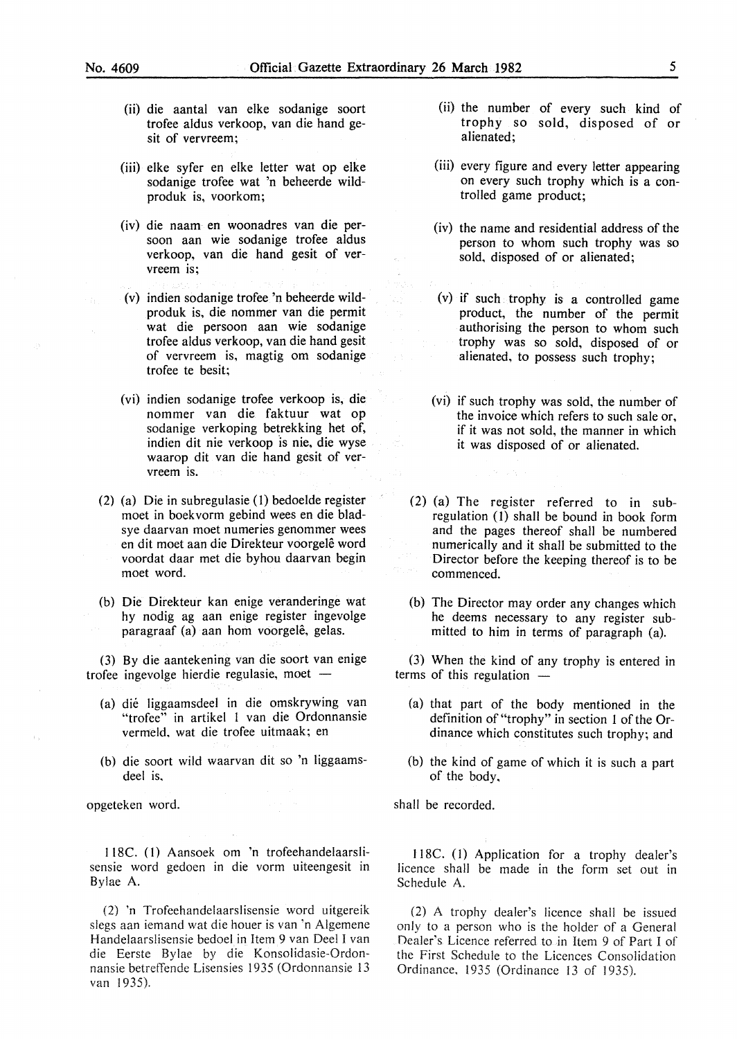(ii) die aantal van elke sodanige soort trofee aldus verkoop, van die hand gesit of vervreem;

(iii) elke syfer en elke letter wat op elke sodanige trofee wat 'n beheerde wildproduk is, voorkom;

(iv) die naam en woonadres van die persoon aan wie sodanige trofee aldus verkoop, van die hand gesit of vervreem is;

(v) indien sodanige trofee 'n beheerde wildproduk is, die nommer van die permit wat die persoon aan wie sodanige trofee aldus verkoop, van die hand gesit of vervreem is, magtig om sodanige trofee te besit;

(vi) indien sodanige trofee verkoop is, die nommer van die faktuur wat op sodanige verkoping betrekking het of, indien dit nie verkoop is nie, die wyse waarop dit van die hand gesit of vervreem is.

(2) (a) Die in subregulasie (1) bedoelde register moet in boekvorm gebind wees en die bladsye daarvan moet numeries genommer wees en dit moet aan die Direkteur voorgelê word voordat daar met die byhou daarvan begin moet word.

(b) Die Direkteur kan enige veranderinge wat hy nodig ag aan enige register ingevolge paragraaf (a) aan hom voorgelê, gelas.

(3) By die aantekening van die soort van enige trofee ingevolge hierdie regulasie, moet —

(a) dié liggaamsdeel in die omskrywing van "trofee" in artikel 1 van die Ordonnansie vermeld, wat die trofee uitmaak; en

(b) die soort wild waarvan dit so 'n liggaamsdeel is,

opgeteken word.

118C. (1) Aansoek om 'n trofeehandelaarslisensie word gedoen in die vorm uiteengesit in Bylae A.

(2) 'n Trofeehandelaarslisensie word uitgereik slegs aan iemand wat die houer is van 'n Algemene Handelaarslisensie bedoel in Item 9 van Deel I van die Eerste Bylae by die Konsolidasie-Ordonnansie betreffende Lisensies 1935 (Ordonnansie 13 van 1935).

(ii) the number of every such kind of trophy so sold, disposed of or alienated;

(iii) every figure and every letter appearing on every such trophy which is a controlled game product;

(iv) the name and residential address of the person to whom such trophy was so sold, disposed of or alienated;

(v) if such trophy is a controlled game product, the number of the permit authorising the person to whom such trophy was so sold, disposed of or alienated, to possess such trophy;

(vi) if such trophy was sold, the number of the invoice which refers to such sale or, if it was not sold, the manner in which it was disposed of or alienated.

(2) (a) The register referred to in subregulation (1) shall be bound in book form and the pages thereof shall be numbered numerically and it shall be submitted to the Director before the keeping thereof is to be commenced.

(b) The Director may order any changes which he deems necessary to any register submitted to him in terms of paragraph (a).

(3) When the kind of any trophy is entered in terms of this regulation —

(a) that part of the body mentioned in the definition of "trophy" in section 1 of the Ordinance which constitutes such trophy; and

(b) the kind of game of which it is such a part of the body,

shall be recorded.

118C. (1) Application for a trophy dealer's licence shall be made in the form set out in Schedule A.

(2) A trophy dealer's licence shall be issued only to a person who is the holder of a General Dealer's Licence referred to in Item 9 of Part I of the First Schedule to the Licences Consolidation Ordinance, 1935 (Ordinance 13 of 1935).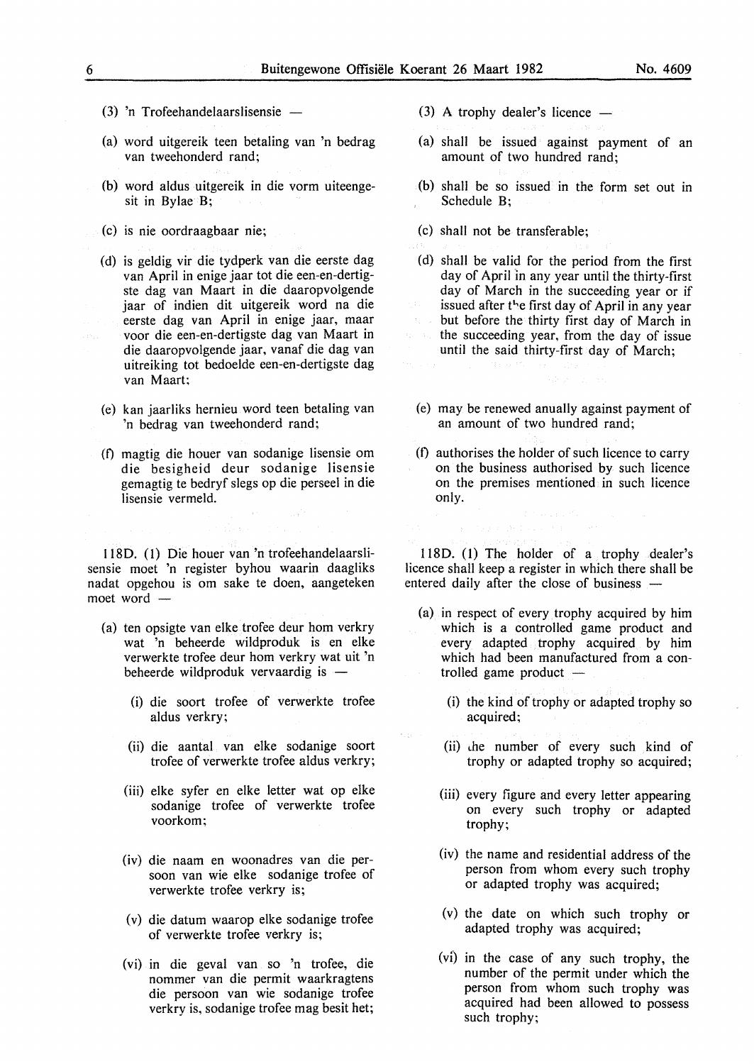(3) 'n Trofeehandelaarslisensie —

(a) word uitgereik teen betaling van 'n bedrag van tweehonderd rand;

(b) word aldus uitgereik in die vorm uiteengesit in Bylae B;

(c) is nie oordraagbaar nie;

(d) is geldig vir die tydperk van die eerste dag van April in enige jaar tot die een-en-dertigste dag van Maart in die daaropvolgende jaar of indien dit uitgereik word na die eerste dag van April in enige jaar, maar voor die een-en-dertigste dag van Maart in die daaropvolgende jaar, vanaf die dag van uitreiking tot bedoelde een-en-dertigste dag van Maart;

(e) kan jaarliks hernieu word teen betaling van 'n bedrag van tweehonderd rand;

(f) magtig die houer van sodanige lisensie om die besigheid deur sodanige lisensie gemagtig te bedryf slegs op die perseel in die lisensie vermeld.

118D. (1) Die houer van 'n trofeehandelaarslisensie moet 'n register byhou waarin daagliks nadat opgehou is om sake te doen, aangeteken moet word —

(a) ten opsigte van elke trofee deur hom verkry wat 'n beheerde wildproduk is en elke verwerkte trofee deur hom verkry wat uit 'n beheerde wildproduk vervaardig is —

(i) die soort trofee of verwerkte trofee aldus verkry;

(ii) die aantal van elke sodanige soort trofee of verwerkte trofee aldus verkry;

(iii) elke syfer en elke letter wat op elke sodanige trofee of verwerkte trofee voorkom;

(iv) die naam en woonadres van die persoon van wie elke sodanige trofee of verwerkte trofee verkry is;

(v) die datum waarop elke sodanige trofee of verwerkte trofee verkry is;

(vi) in die geval van so 'n trofee, die nommer van die permit waarkragtens die persoon van wie sodanige trofee verkry is, sodanige trofee mag besit het;

(3) A trophy dealer's licence —

(a) shall be issued against payment of an amount of two hundred rand;

(b) shall be so issued in the form set out in Schedule B;

(c) shall not be transferable;

(d) shall be valid for the period from the first day of April in any year until the thirty-first day of March in the succeeding year or if issued after the first day of April in any year but before the thirty first day of March in the succeeding year, from the day of issue until the said thirty-first day of March;

(e) may be renewed anually against payment of an amount of two hundred rand;

(f) authorises the holder of such licence to carry on the business authorised by such licence on the premises mentioned in such licence only.

118D. (1) The holder of a trophy dealer's licence shall keep a register in which there shall be entered daily after the close of business —

(a) in respect of every trophy acquired by him which is a controlled game product and every adapted trophy acquired by him which had been manufactured from a controlled game product —

(i) the kind of trophy or adapted trophy so acquired;

(ii) the number of every such kind of trophy or adapted trophy so acquired;

(iii) every figure and every letter appearing on every such trophy or adapted trophy;

(iv) the name and residential address of the person from whom every such trophy or adapted trophy was acquired;

(v) the date on which such trophy or adapted trophy was acquired;

(vi) in the case of any such trophy, the number of the permit under which the person from whom such trophy was acquired had been allowed to possess such trophy;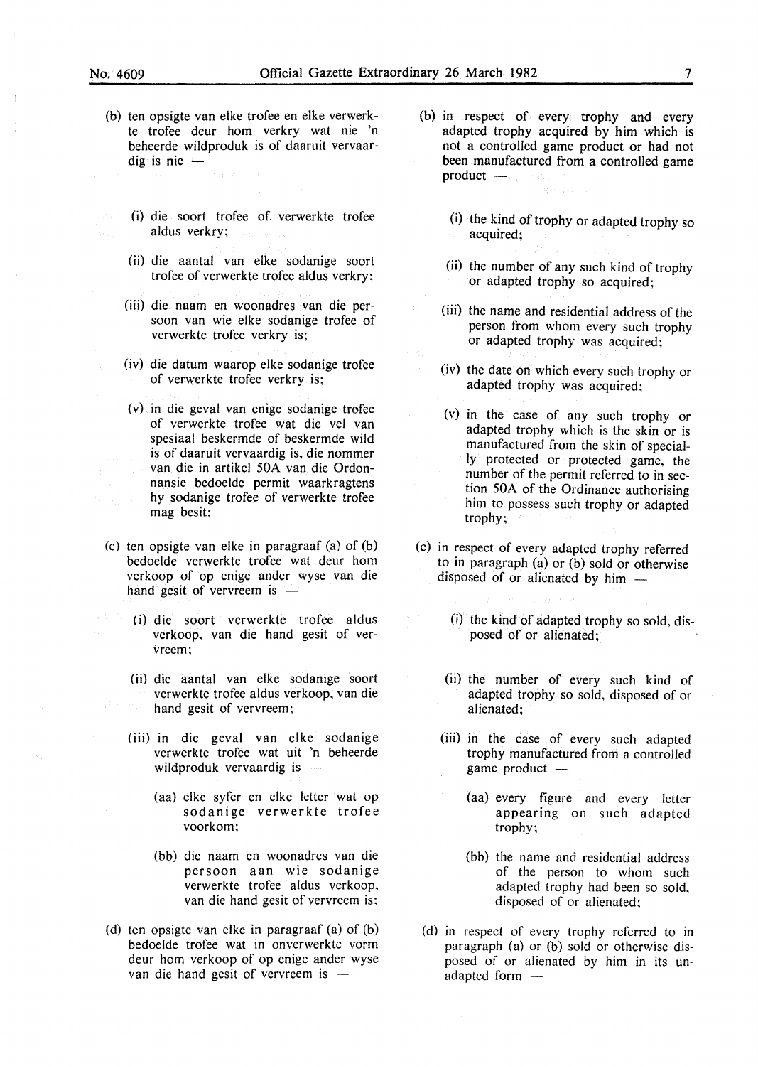(b) ten opsigte van elke trofee en elke verwerkte trofee deur hom verkry wat nie 'n beheerde wildproduk is of daaruit vervaardig is nie —

(i) die soort trofee of verwerkte trofee aldus verkry;

(ii) die aantal van elke sodanige soort trofee of verwerkte trofee aldus verkry;

(iii) die naam en woonadres van die persoon van wie elke sodanige trofee of verwerkte trofee verkry is;

(iv) die datum waarop elke sodanige trofee of verwerkte trofee verkry is;

(v) in die geval van enige sodanige trofee of verwerkte trofee wat die vel van spesiaal beskermde of beskermde wild is of daaruit vervaardig is, die nommer van die in artikel 50A van die Ordonnansie bedoelde permit waarkragtens hy sodanige trofee of verwerkte trofee mag besit;

(c) ten opsigte van elke in paragraaf (a) of (b) bedoelde verwerkte trofee wat deur hom verkoop of op enige ander wyse van die hand gesit of vervreem is —

(i) die soort verwerkte trofee aldus verkoop, van die hand gesit of vervreem;

(ii) die aantal van elke sodanige soort verwerkte trofee aldus verkoop, van die hand gesit of vervreem;

(iii) in die geval van elke sodanige verwerkte trofee wat uit 'n beheerde wildproduk vervaardig is —

(aa) elke syfer en elke letter wat op sodanige verwerkte trofee voorkom;

(bb) die naam en woonadres van die persoon aan wie sodanige verwerkte trofee aldus verkoop, van die hand gesit of vervreem is;

(d) ten opsigte van elke in paragraaf (a) of (b) bedoelde trofee wat in onverwerkte vorm deur hom verkoop of op enige ander wyse van die hand gesit of vervreem is —

(b) in respect of every trophy and every adapted trophy acquired by him which is not a controlled game product or had not been manufactured from a controlled game product —

(i) the kind of trophy or adapted trophy so acquired;

(ii) the number of any such kind of trophy or adapted trophy so acquired;

(iii) the name and residential address of the person from whom every such trophy or adapted trophy was acquired;

(iv) the date on which every such trophy or adapted trophy was acquired;

(v) in the case of any such trophy or adapted trophy which is the skin or is manufactured from the skin of specially protected or protected game, the number of the permit referred to in section 50A of the Ordinance authorising him to possess such trophy or adapted trophy;

(c) in respect of every adapted trophy referred to in paragraph (a) or (b) sold or otherwise disposed of or alienated by him —

(i) the kind of adapted trophy so sold, disposed of or alienated;

(ii) the number of every such kind of adapted trophy so sold, disposed of or alienated;

(iii) in the case of every such adapted trophy manufactured from a controlled game product —

(aa) every figure and every letter appearing on such adapted trophy;

(bb) the name and residential address of the person to whom such adapted trophy had been so sold, disposed of or alienated;

(d) in respect of every trophy referred to in paragraph (a) or (b) sold or otherwise disposed of or alienated by him in its unadapted form —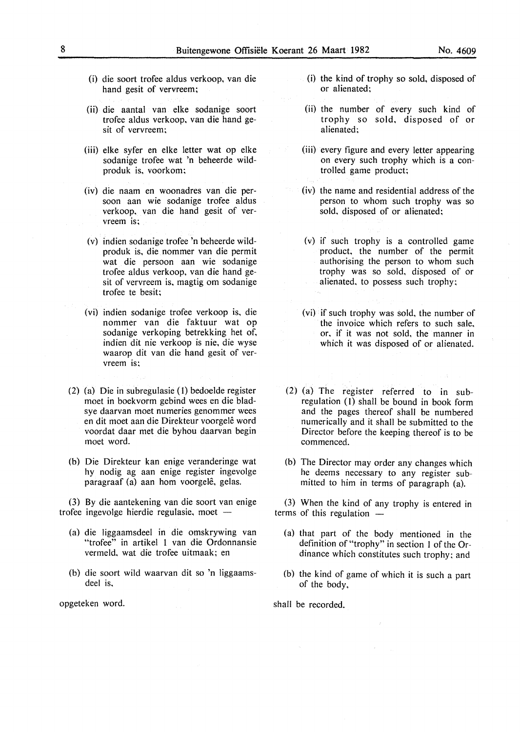(i) die soort trofee aldus verkoop, van die hand gesit of vervreem;

(ii) die aantal van elke sodanige soort trofee aldus verkoop, van die hand gesit of vervreem;

(iii) elke syfer en elke letter wat op elke sodanige trofee wat 'n beheerde wildproduk is, voorkom;

(iv) die naam en woonadres van die persoon aan wie sodanige trofee aldus verkoop, van die hand gesit of vervreem is;

(v) indien sodanige trofee 'n beheerde wildproduk is, die nommer van die permit wat die persoon aan wie sodanige trofee aldus verkoop, van die hand gesit of vervreem is, magtig om sodanige trofee te besit;

(vi) indien sodanige trofee verkoop is, die nommer van die faktuur wat op sodanige verkoping betrekking het of, indien dit nie verkoop is nie, die wyse waarop dit van die hand gesit of vervreem is;

(2) (a) Die in subregulasie (1) bedoelde register moet in boekvorm gebind wees en die bladsye daarvan moet numeries genommer wees en dit moet aan die Direkteur voorgelê word voordat daar met die byhou daarvan begin moet word.

(b) Die Direkteur kan enige veranderinge wat hy nodig ag aan enige register ingevolge paragraaf (a) aan hom voorgelê, gelas.

(3) By die aantekening van die soort van enige trofee ingevolge hierdie regulasie, moet —

(a) die liggaamsdeel in die omskrywing van "trofee" in artikel 1 van die Ordonnansie vermeld, wat die trofee uitmaak; en

(b) die soort wild waarvan dit so 'n liggaamsdeel is,

opgeteken word.

(i) the kind of trophy so sold, disposed of or alienated;

(ii) the number of every such kind of trophy so sold, disposed of or alienated;

(iii) every figure and every letter appearing on every such trophy which is a controlled game product;

(iv) the name and residential address of the person to whom such trophy was so sold, disposed of or alienated;

(v) if such trophy is a controlled game product, the number of the permit authorising the person to whom such trophy was so sold, disposed of or alienated, to possess such trophy;

(vi) if such trophy was sold, the number of the invoice which refers to such sale, or, if it was not sold, the manner in which it was disposed of or alienated.

(2) (a) The register referred to in subregulation (1) shall be bound in book form and the pages thereof shall be numbered numerically and it shall be submitted to the Director before the keeping thereof is to be commenced.

(b) The Director may order any changes which he deems necessary to any register submitted to him in terms of paragraph (a).

(3) When the kind of any trophy is entered in terms of this regulation —

(a) that part of the body mentioned in the definition of "trophy" in section 1 of the Ordinance which constitutes such trophy; and

(b) the kind of game of which it is such a part of the body,

shall be recorded.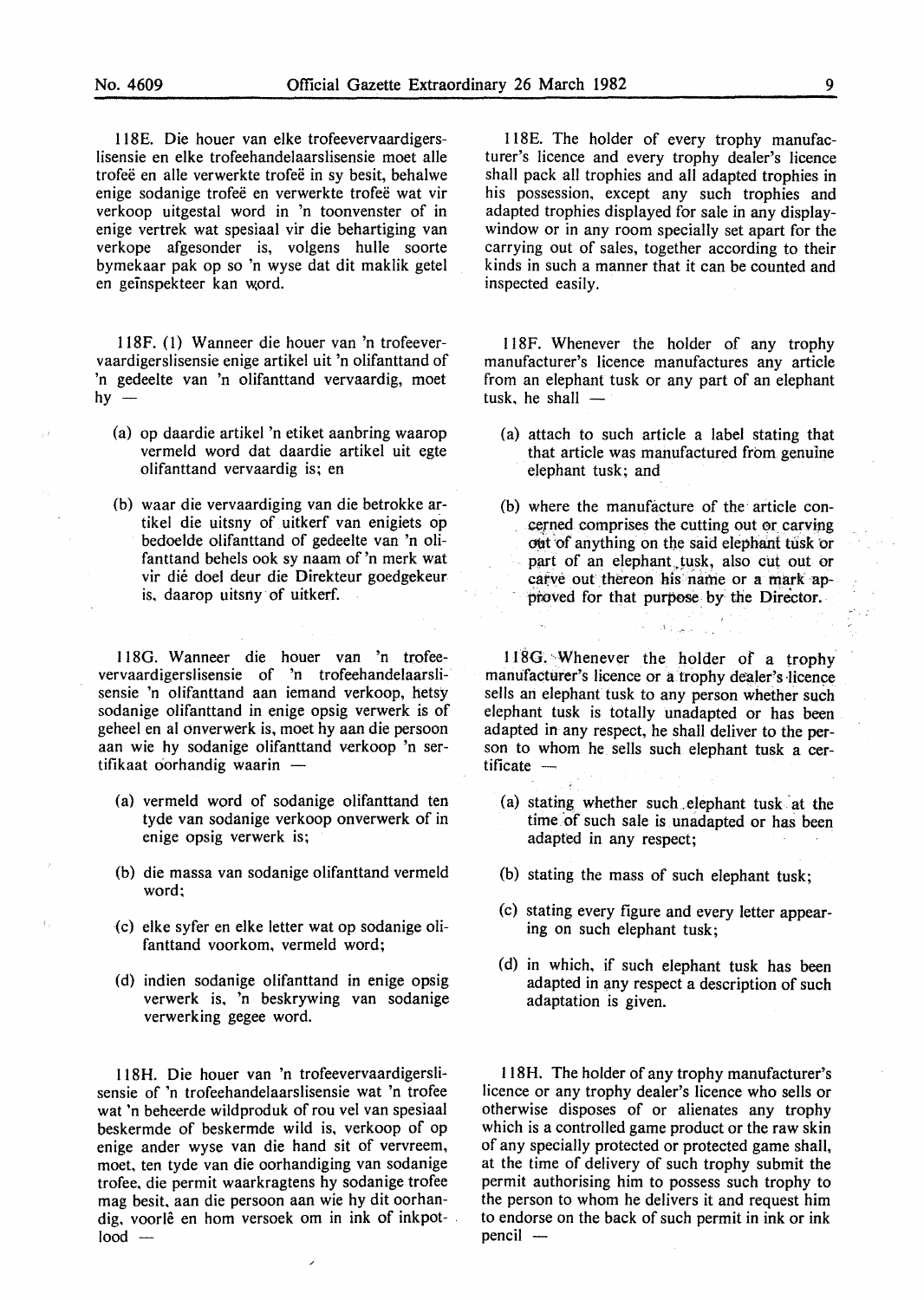118E. Die houer van elke trofeevervaardigerslisensie en elke trofeehandelaarslisensie moet alle trofeë en alle verwerkte trofeë in sy besit, behalwe enige sodanige trofeë en verwerkte trofeë wat vir verkoop uitgestal word in 'n toonvenster of in enige vertrek wat spesiaal vir die behartiging van verkope afgesonder is, volgens hulle soorte bymekaar pak op so 'n wyse dat dit maklik getel en geïnspekteer kan word.

118F. (1) Wanneer die houer van 'n trofeevervaardigerslisensie enige artikel uit 'n olifanttand of 'n gedeelte van 'n olifanttand vervaardig, moet hy —

(a) op daardie artikel 'n etiket aanbring waarop vermeld word dat daardie artikel uit egte olifanttand vervaardig is; en

(b) waar die vervaardiging van die betrokke artikel die uitsny of uitkerf van enigiets op bedoelde olifanttand of gedeelte van 'n olifanttand behels ook sy naam of 'n merk wat vir dié doel deur die Direkteur goedgekeur is, daarop uitsny of uitkerf.

118G. Wanneer die houer van 'n trofeevervaardigerslisensie of 'n trofeehandelaarslisensie 'n olifanttand aan iemand verkoop, hetsy sodanige olifanttand in enige opsig verwerk is of geheel en al onverwerk is, moet hy aan die persoon aan wie hy sodanige olifanttand verkoop 'n sertifikaat oorhandig waarin —

(a) vermeld word of sodanige olifanttand ten tyde van sodanige verkoop onverwerk of in enige opsig verwerk is;

(b) die massa van sodanige olifanttand vermeld word;

(c) elke syfer en elke letter wat op sodanige olifanttand voorkom, vermeld word;

(d) indien sodanige olifanttand in enige opsig verwerk is, 'n beskrywing van sodanige verwerking gegee word.

118H. Die houer van 'n trofeevervaardigerslisensie of 'n trofeehandelaarslisensie wat 'n trofee wat 'n beheerde wildproduk of rou vel van spesiaal beskermde of beskermde wild is, verkoop of op enige ander wyse van die hand sit of vervreem, moet, ten tyde van die oorhandiging van sodanige trofee, die permit waarkragtens hy sodanige trofee mag besit, aan die persoon aan wie hy dit oorhandig, voorlê en hom versoek om in ink of inkpotlood —

118E. The holder of every trophy manufacturer's licence and every trophy dealer's licence shall pack all trophies and all adapted trophies in his possession, except any such trophies and adapted trophies displayed for sale in any display-window or in any room specially set apart for the carrying out of sales, together according to their kinds in such a manner that it can be counted and inspected easily.

118F. Whenever the holder of any trophy manufacturer's licence manufactures any article from an elephant tusk or any part of an elephant tusk, he shall —

(a) attach to such article a label stating that that article was manufactured from genuine elephant tusk; and

(b) where the manufacture of the article concerned comprises the cutting out or carving out of anything on the said elephant tusk or part of an elephant tusk, also cut out or carve out thereon his name or a mark approved for that purpose by the Director.

118G. Whenever the holder of a trophy manufacturer's licence or a trophy dealer's licence sells an elephant tusk to any person whether such elephant tusk is totally unadapted or has been adapted in any respect, he shall deliver to the person to whom he sells such elephant tusk a certificate —

(a) stating whether such elephant tusk at the time of such sale is unadapted or has been adapted in any respect;

(b) stating the mass of such elephant tusk;

(c) stating every figure and every letter appearing on such elephant tusk;

(d) in which, if such elephant tusk has been adapted in any respect a description of such adaptation is given.

118H. The holder of any trophy manufacturer's licence or any trophy dealer's licence who sells or otherwise disposes of or alienates any trophy which is a controlled game product or the raw skin of any specially protected or protected game shall, at the time of delivery of such trophy submit the permit authorising him to possess such trophy to the person to whom he delivers it and request him to endorse on the back of such permit in ink or ink pencil —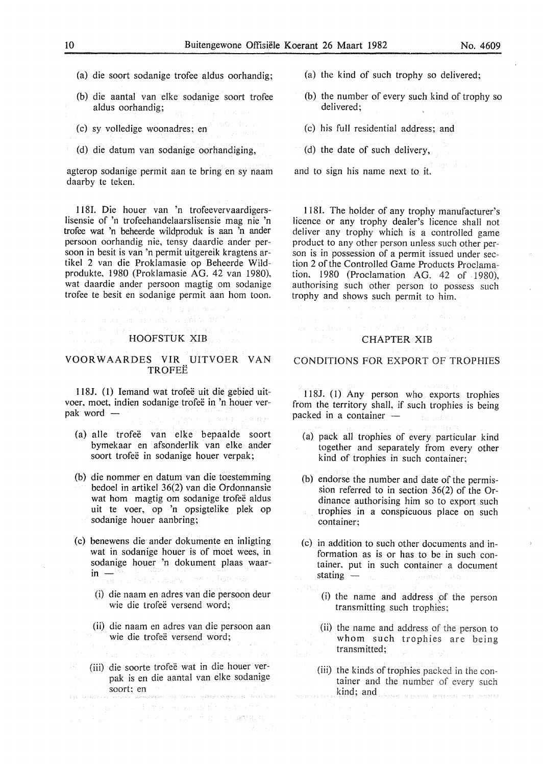(a) die soort sodanige trofee aldus oorhandig;

(b) die aantal van elke sodanige soort trofee aldus oorhandig;

(c) sy volledige woonadres; en

(d) die datum van sodanige oorhandiging,

agterop sodanige permit aan te bring en sy naam daarby te teken.

118I. Die houer van 'n trofeevervaardigerslisensie of 'n trofeehandelaarslisensie mag nie 'n trofee wat 'n beheerde wildproduk is aan 'n ander persoon oorhandig nie, tensy daardie ander persoon in besit is van 'n permit uitgereik kragtens artikel 2 van die Proklamasie op Beheerde Wildprodukte, 1980 (Proklamasie AG. 42 van 1980), wat daardie ander persoon magtig om sodanige trofee te besit en sodanige permit aan hom toon.

## HOOFSTUK XIB

## VOORWAARDES VIR UITVOER VAN TROFEË

118J. (1) Iemand wat trofeë uit die gebied uitvoer, moet, indien sodanige trofeë in 'n houer verpak word —

(a) alle trofeë van elke bepaalde soort bymekaar en afsonderlik van elke ander soort trofeë in sodanige houer verpak;

(b) die nommer en datum van die toestemming bedoel in artikel 36(2) van die Ordonnansie wat hom magtig om sodanige trofeë aldus uit te voer, op 'n opsigtelike plek op sodanige houer aanbring;

(c) benewens die ander dokumente en inligting wat in sodanige houer is of moet wees, in sodanige houer 'n dokument plaas waarin —

(i) die naam en adres van die persoon deur wie die trofeë versend word;

(ii) die naam en adres van die persoon aan wie die trofeë versend word;

(iii) die soorte trofeë wat in die houer verpak is en die aantal van elke sodanige soort; en

(a) the kind of such trophy so delivered;

(b) the number of every such kind of trophy so delivered;

(c) his full residential address; and

(d) the date of such delivery,

and to sign his name next to it.

118I. The holder of any trophy manufacturer's licence or any trophy dealer's licence shall not deliver any trophy which is a controlled game product to any other person unless such other person is in possession of a permit issued under section 2 of the Controlled Game Products Proclamation, 1980 (Proclamation AG. 42 of 1980), authorising such other person to possess such trophy and shows such permit to him.

## CHAPTER XIB

## CONDITIONS FOR EXPORT OF TROPHIES

118J. (1) Any person who exports trophies from the territory shall, if such trophies is being packed in a container —

(a) pack all trophies of every particular kind together and separately from every other kind of trophies in such container;

(b) endorse the number and date of the permission referred to in section 36(2) of the Ordinance authorising him so to export such trophies in a conspicuous place on such container;

(c) in addition to such other documents and information as is or has to be in such container, put in such container a document stating —

(i) the name and address of the person transmitting such trophies;

(ii) the name and address of the person to whom such trophies are being transmitted;

(iii) the kinds of trophies packed in the container and the number of every such kind; and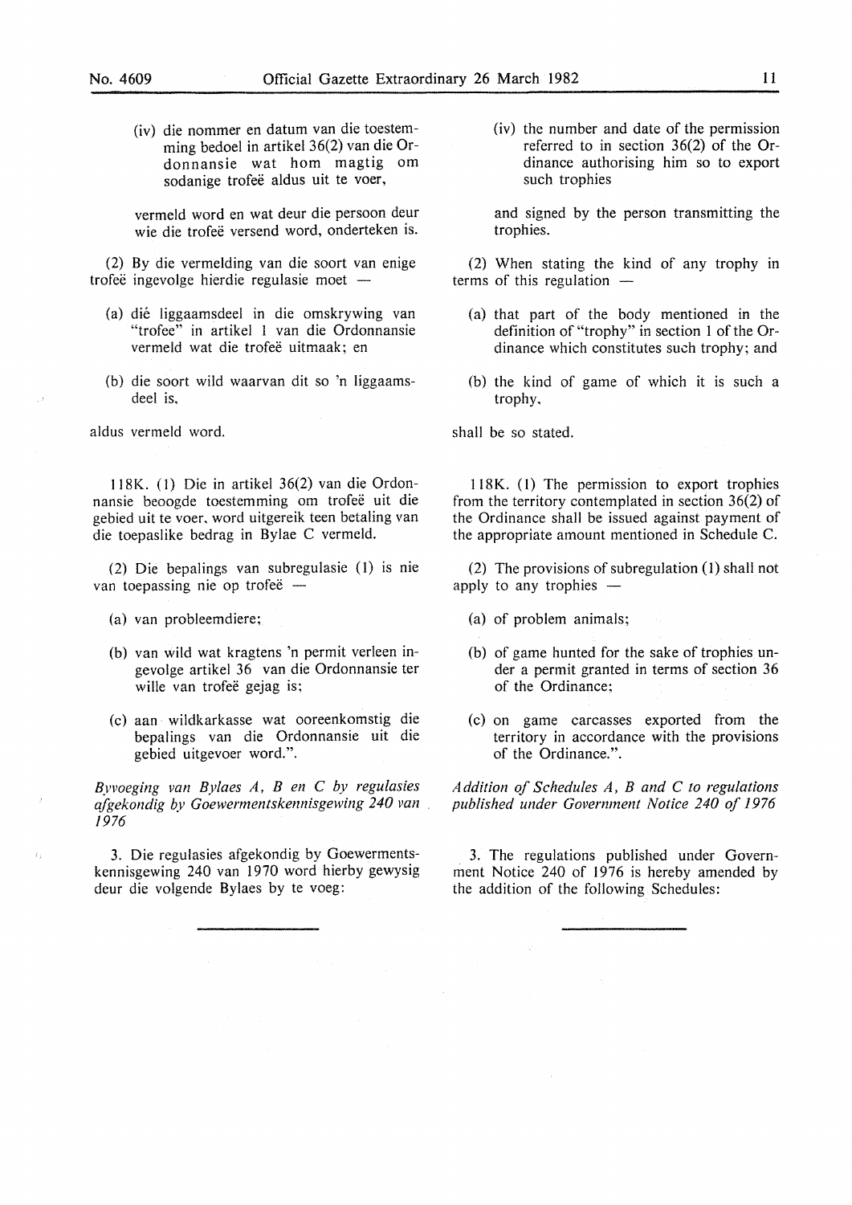(iv) die nommer en datum van die toestemming bedoel in artikel 36(2) van die Ordonnansie wat hom magtig om sodanige trofeë aldus uit te voer,

vermeld word en wat deur die persoon deur wie die trofeë versend word, onderteken is.

(2) By die vermelding van die soort van enige trofeë ingevolge hierdie regulasie moet —

(a) dié liggaamsdeel in die omskrywing van "trofee" in artikel 1 van die Ordonnansie vermeld wat die trofeë uitmaak; en

(b) die soort wild waarvan dit so 'n liggaamsdeel is,

aldus vermeld word.

118K. (1) Die in artikel 36(2) van die Ordonnansie beoogde toestemming om trofeë uit die gebied uit te voer, word uitgereik teen betaling van die toepaslike bedrag in Bylae C vermeld.

(2) Die bepalings van subregulasie (1) is nie van toepassing nie op trofeë —

(a) van probleemdiere;

(b) van wild wat kragtens 'n permit verleen ingevolge artikel 36 van die Ordonnansie ter wille van trofeë gejag is;

(c) aan wildkarkasse wat ooreenkomstig die bepalings van die Ordonnansie uit die gebied uitgevoer word.".

*Byvoeging van Bylaes A, B en C by regulasies afgekondig by Goewermentskennisgewing 240 van 1976*

3. Die regulasies afgekondig by Goewermentskennisgewing 240 van 1970 word hierby gewysig deur die volgende Bylaes by te voeg:

---

(iv) the number and date of the permission referred to in section 36(2) of the Ordinance authorising him so to export such trophies

and signed by the person transmitting the trophies.

(2) When stating the kind of any trophy in terms of this regulation —

(a) that part of the body mentioned in the definition of "trophy" in section 1 of the Ordinance which constitutes such trophy; and

(b) the kind of game of which it is such a trophy,

shall be so stated.

118K. (1) The permission to export trophies from the territory contemplated in section 36(2) of the Ordinance shall be issued against payment of the appropriate amount mentioned in Schedule C.

(2) The provisions of subregulation (1) shall not apply to any trophies —

(a) of problem animals;

(b) of game hunted for the sake of trophies under a permit granted in terms of section 36 of the Ordinance;

(c) on game carcasses exported from the territory in accordance with the provisions of the Ordinance.".

*Addition of Schedules A, B and C to regulations published under Government Notice 240 of 1976*

3. The regulations published under Government Notice 240 of 1976 is hereby amended by the addition of the following Schedules: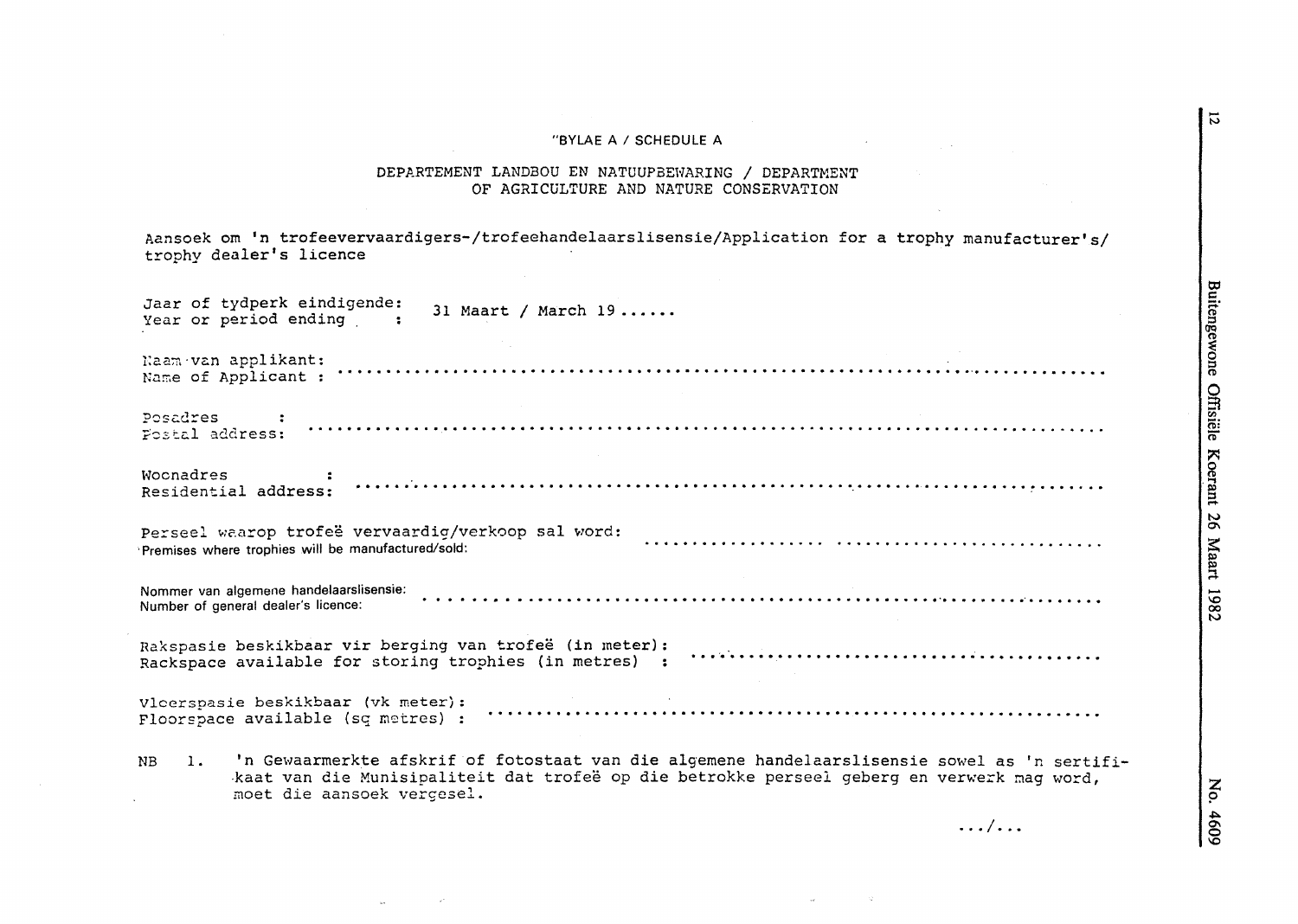"BYLAE A / SCHEDULE A

DEPARTEMENT LANDBOU EN NATUUPBEWARING / DEPARTMENT OF AGRICULTURE AND NATURE CONSERVATION

Aansoek om 'n trofeevervaardigers-/trofeehandelaarslisensie/Application for a trophy manufacturer's/ trophy dealer's licence

Jaar of tydperk eindigende:
Year or period ending : 31 Maart / March 19......

Naam van applikant:
Name of Applicant : ..............................................................................

Posadres :
Postal address: ..............................................................................

Woonadres :
Residential address: ..............................................................................

Perseel waarop trofeë vervaardig/verkoop sal word:
Premises where trophies will be manufactured/sold: .................. ............................

Nommer van algemene handelaarslisensie:
Number of general dealer's licence: ..............................................................

Rakspasie beskikbaar vir berging van trofeë (in meter):
Rackspace available for storing trophies (in metres) : ..........................................

Vloerspasie beskikbaar (vk meter):
Floorspace available (sq metres) : ..............................................................

NB 1. 'n Gewaarmerkte afskrif of fotostaat van die algemene handelaarslisensie sowel as 'n sertifikaat van die Munisipaliteit dat trofeë op die betrokke perseel geberg en verwerk mag word, moet die aansoek vergesel.

.../...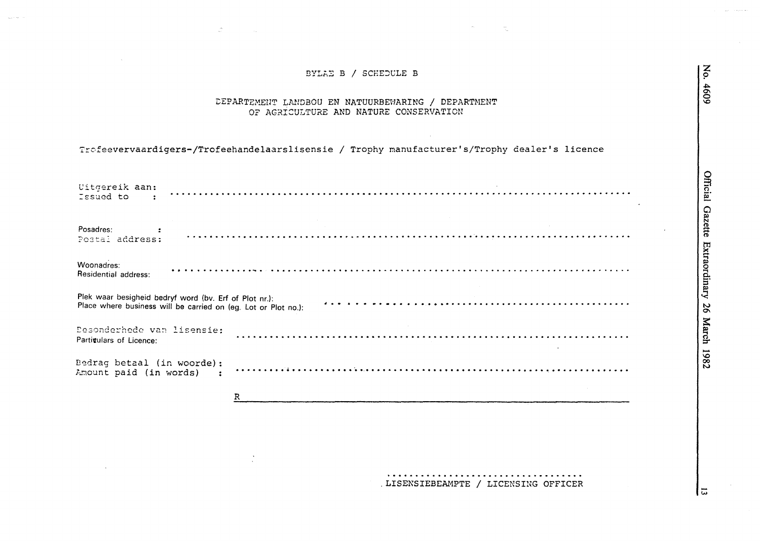BYLAE B / SCHEDULE B

DEPARTEMENT LANDBOU EN NATUURBEWARING / DEPARTMENT OF AGRICULTURE AND NATURE CONSERVATION

Trofeevervaardigers-/Trofeehandelaarslisensie / Trophy manufacturer's/Trophy dealer's licence

Uitgereik aan:
Issued to : ..............................................................................

Posadres: :
Postal address: ..............................................................................

Woonadres:
Residential address: ..............................................................................

Plek waar besigheid bedryf word (bv. Erf of Plot nr.):
Place where business will be carried on (eg. Lot or Plot no.): ..............................................................................

Besonderhede van lisensie:
Particulars of Licence: ..............................................................................

Bedrag betaal (in woorde):
Amount paid (in words) : ..............................................................................

R ______________________________________________

....................................

LISENSIEBEAMPTE / LICENSING OFFICER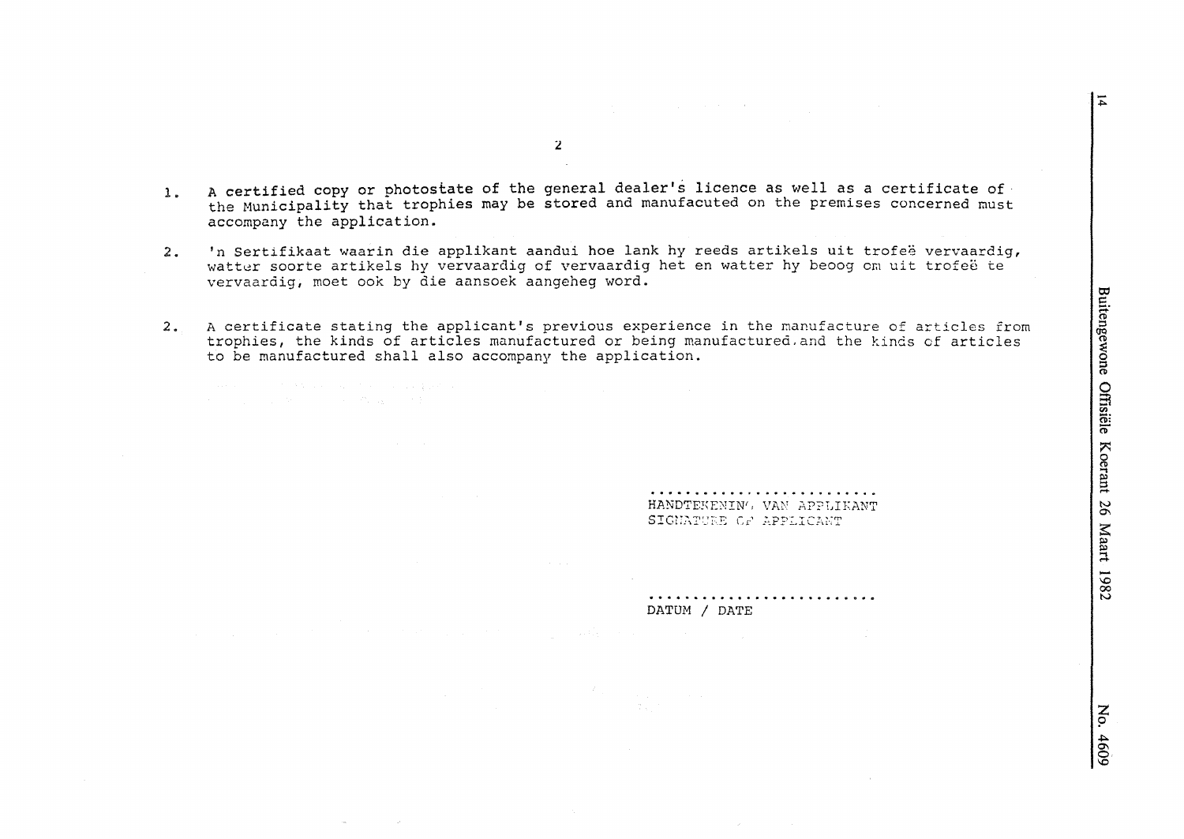1. A certified copy or photostate of the general dealer's licence as well as a certificate of the Municipality that trophies may be stored and manufacuted on the premises concerned must accompany the application.

2. 'n Sertifikaat waarin die applikant aandui hoe lank hy reeds artikels uit trofeë vervaardig, watter soorte artikels hy vervaardig of vervaardig het en watter hy beoog om uit trofeë te vervaardig, moet ook by die aansoek aangeheg word.

2. A certificate stating the applicant's previous experience in the manufacture of articles from trophies, the kinds of articles manufactured or being manufactured and the kinds of articles to be manufactured shall also accompany the application.

..........................
HANDTEKENING VAN APPLIKANT
SIGNATURE OF APPLICANT

..........................
DATUM / DATE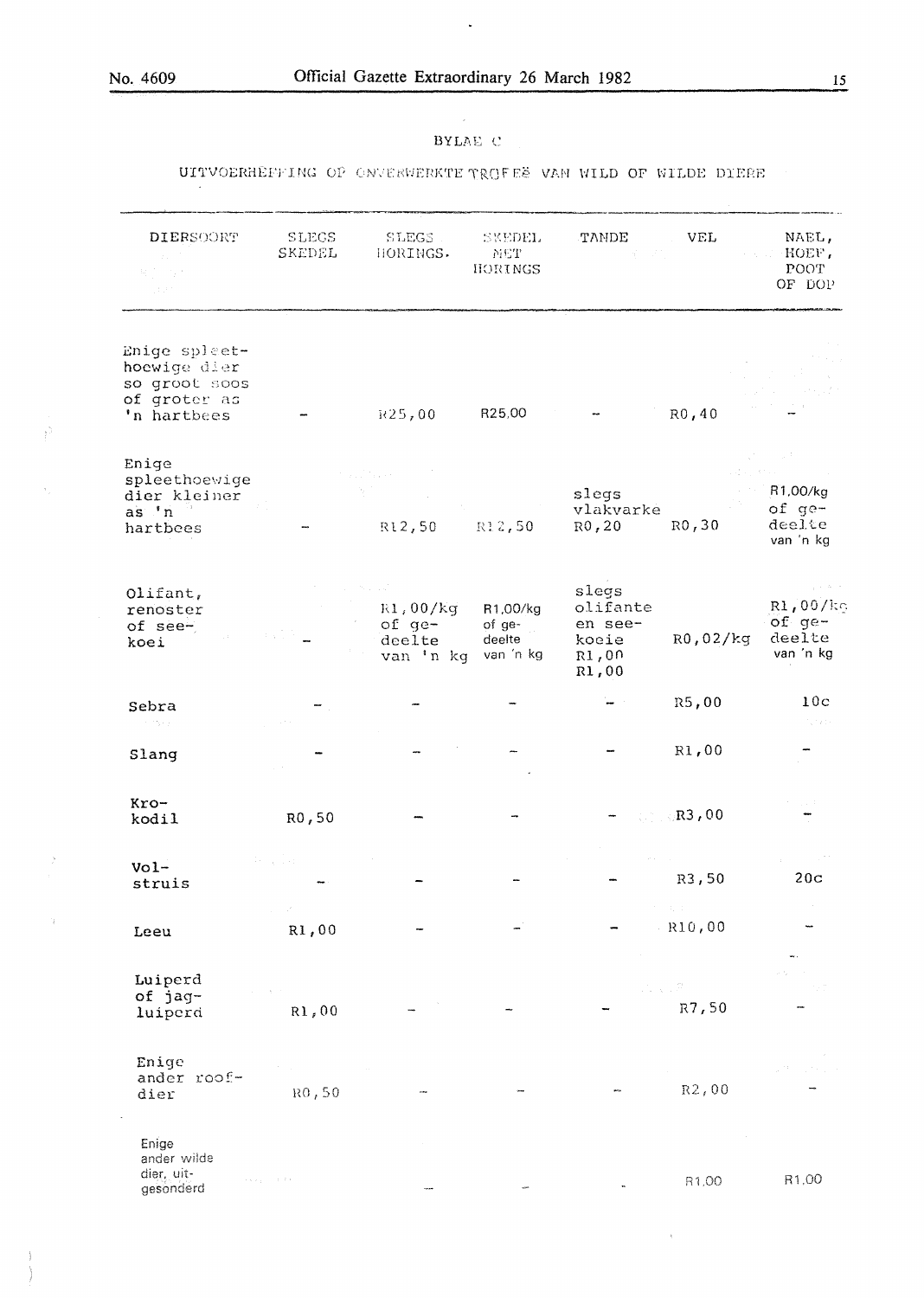BYLAE C

UITVOERHEFFING OP ONVERWERKTE TROFEË VAN WILD OF WILDE DIERE

| DIERSOORT | SLEGS SKEDEL | SLEGS HORINGS. | SKEDEL MET HORINGS | TANDE | VEL | NAEL, HOEF, POOT OF DOP |
|---|---|---|---|---|---|---|
| Enige spleethoewige dier so groot soos of groter as 'n hartbees | – | R25,00 | R25,00 | – | R0,40 | – |
| Enige spleethoewige dier kleiner as 'n hartbees | – | R12,50 | R12,50 | slegs vlakvarke R0,20 | R0,30 | R1,00/kg of gedeelte van 'n kg |
| Olifant, renoster of seekoei | – | R1,00/kg of gedeelte van 'n kg | R1,00/kg of gedeelte van 'n kg | slegs olifante en seekoeie R1,00 R1,00 | R0,02/kg | R1,00/kg of gedeelte van 'n kg |
| Sebra | – | – | – | – | R5,00 | 10c |
| Slang | – | – | – | – | R1,00 | – |
| Krokodil | R0,50 | – | – | – | R3,00 | – |
| Volstruis | – | – | – | – | R3,50 | 20c |
| Leeu | R1,00 | – | – | – | R10,00 | – |
| Luiperd of jagluiperd | R1,00 | – | – | – | R7,50 | – |
| Enige ander roofdier | R0,50 | – | – | – | R2,00 | – |
| Enige ander wilde dier, uitgesonderd | | – | – | – | R1,00 | R1,00 |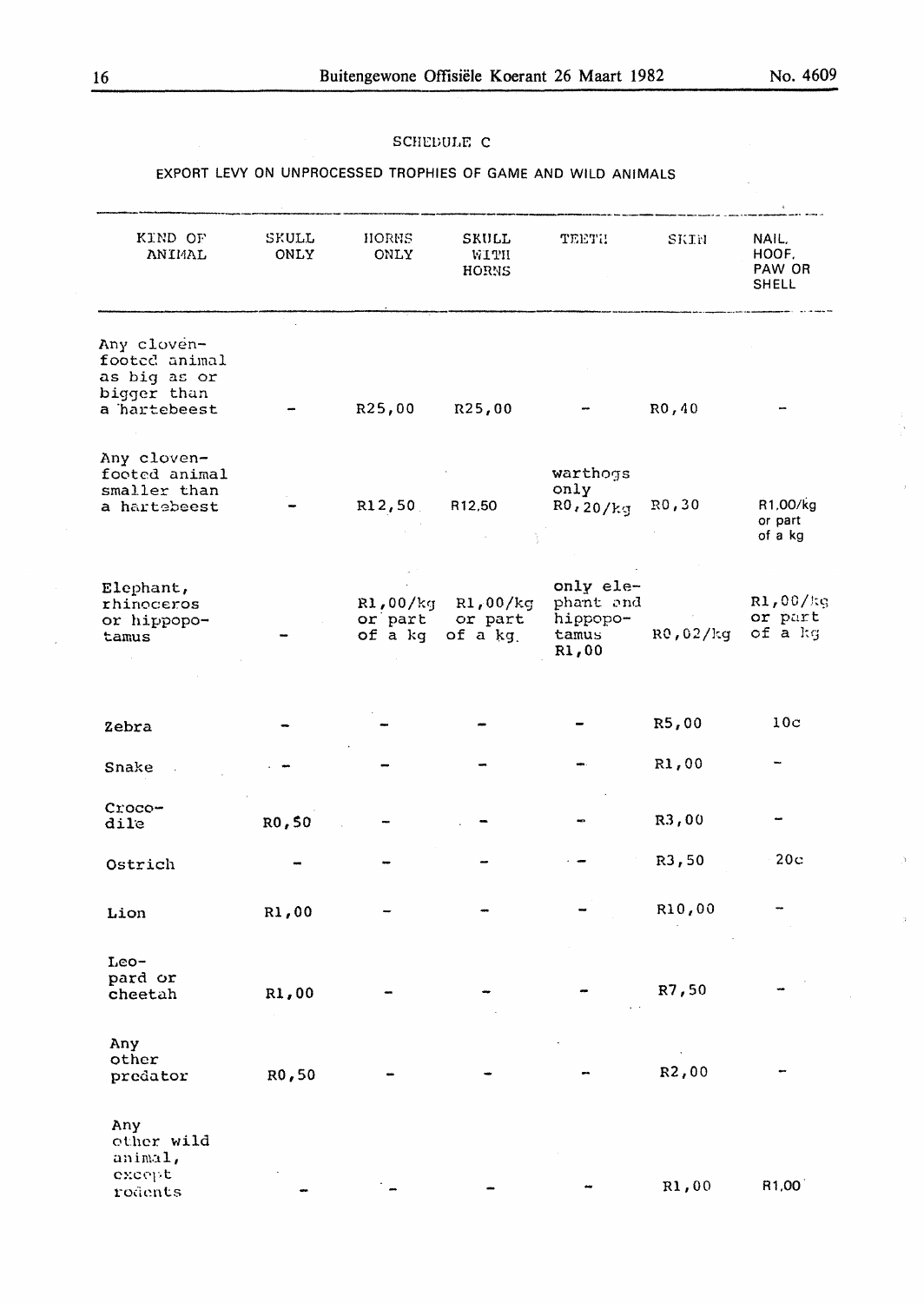SCHEDULE C

EXPORT LEVY ON UNPROCESSED TROPHIES OF GAME AND WILD ANIMALS

| KIND OF ANIMAL | SKULL ONLY | HORNS ONLY | SKULL WITH HORNS | TEETH | SKIN | NAIL, HOOF, PAW OR SHELL |
|---|---|---|---|---|---|---|
| Any cloven-footed animal as big as or bigger than a hartebeest | – | R25,00 | R25,00 | – | R0,40 | – |
| Any cloven-footed animal smaller than a hartebeest | – | R12,50 | R12,50 | warthogs only R0,20/kg | R0,30 | R1,00/kg or part of a kg |
| Elephant, rhinoceros or hippopotamus | – | R1,00/kg or part of a kg | R1,00/kg or part of a kg. | only elephant and hippopotamus R1,00 | R0,02/kg | R1,00/kg or part of a kg |
| Zebra | – | – | – | – | R5,00 | 10c |
| Snake | – | – | – | – | R1,00 | – |
| Crocodile | R0,50 | – | – | – | R3,00 | – |
| Ostrich | – | – | – | – | R3,50 | 20c |
| Lion | R1,00 | – | – | – | R10,00 | – |
| Leopard or cheetah | R1,00 | – | – | – | R7,50 | – |
| Any other predator | R0,50 | – | – | – | R2,00 | – |
| Any other wild animal, except rodents | – | – | – | – | R1,00 | R1,00 |